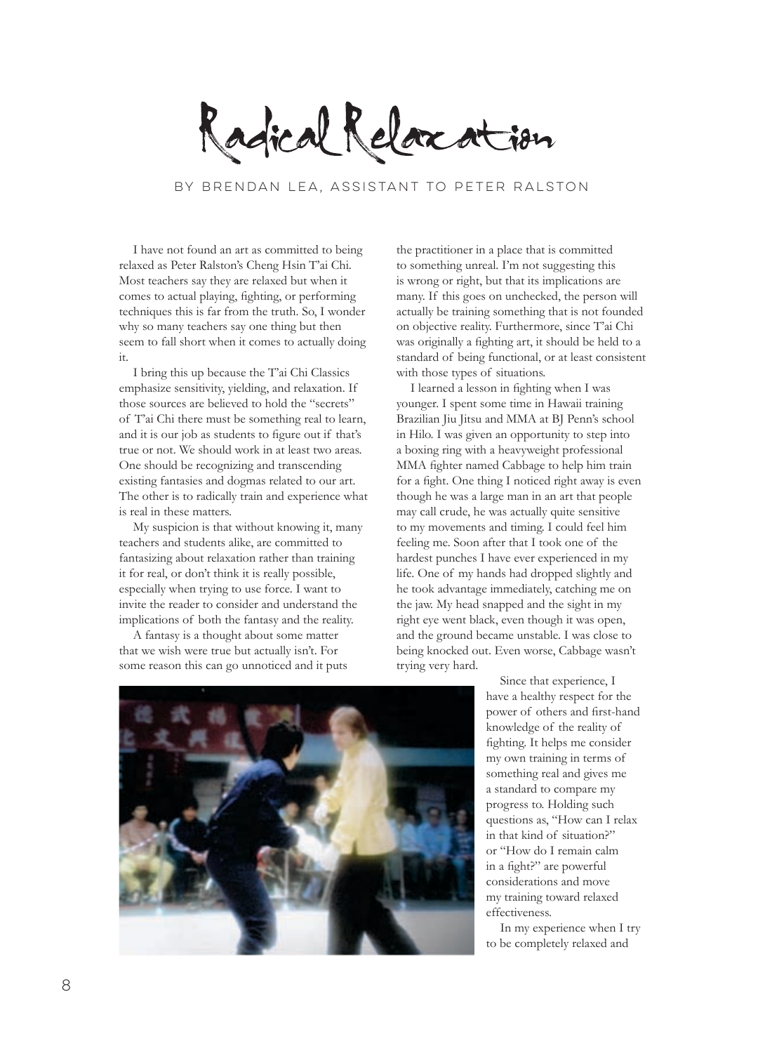# Radical Relaxation

BY BRENDAN LEA, ASSISTANT TO PETER RALSTON

I have not found an art as committed to being relaxed as Peter Ralston's Cheng Hsin T'ai Chi. Most teachers say they are relaxed but when it comes to actual playing, fighting, or performing techniques this is far from the truth. So, I wonder why so many teachers say one thing but then seem to fall short when it comes to actually doing it.

I bring this up because the T'ai Chi Classics emphasize sensitivity, yielding, and relaxation. If those sources are believed to hold the "secrets" of T'ai Chi there must be something real to learn, and it is our job as students to figure out if that's true or not. We should work in at least two areas. One should be recognizing and transcending existing fantasies and dogmas related to our art. The other is to radically train and experience what is real in these matters.

My suspicion is that without knowing it, many teachers and students alike, are committed to fantasizing about relaxation rather than training it for real, or don't think it is really possible, especially when trying to use force. I want to invite the reader to consider and understand the implications of both the fantasy and the reality.

A fantasy is a thought about some matter that we wish were true but actually isn't. For some reason this can go unnoticed and it puts the practitioner in a place that is committed to something unreal. I'm not suggesting this is wrong or right, but that its implications are many. If this goes on unchecked, the person will actually be training something that is not founded on objective reality. Furthermore, since T'ai Chi was originally a fighting art, it should be held to a standard of being functional, or at least consistent with those types of situations.

I learned a lesson in fighting when I was younger. I spent some time in Hawaii training Brazilian Jiu Jitsu and MMA at BJ Penn's school in Hilo. I was given an opportunity to step into a boxing ring with a heavyweight professional MMA fighter named Cabbage to help him train for a fight. One thing I noticed right away is even though he was a large man in an art that people may call crude, he was actually quite sensitive to my movements and timing. I could feel him feeling me. Soon after that I took one of the hardest punches I have ever experienced in my life. One of my hands had dropped slightly and he took advantage immediately, catching me on the jaw. My head snapped and the sight in my right eye went black, even though it was open, and the ground became unstable. I was close to being knocked out. Even worse, Cabbage wasn't trying very hard.

Since that experience, I have a healthy respect for the power of others and first-hand knowledge of the reality of fighting. It helps me consider my own training in terms of something real and gives me a standard to compare my progress to. Holding such questions as, "How can I relax in that kind of situation?" or "How do I remain calm in a fight?" are powerful considerations and move my training toward relaxed effectiveness.

In my experience when I try to be completely relaxed and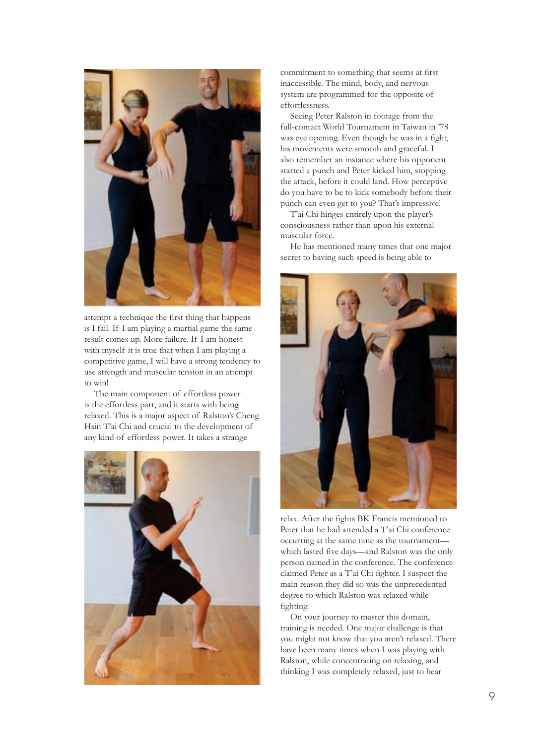attempt a technique the first thing that happens is I fail. If I am playing a martial game the same result comes up. More failure. If I am honest with myself it is true that when I am playing a competitive game, I will have a strong tendency to use strength and muscular tension in an attempt to win!

The main component of effortless power is the effortless part, and it starts with being relaxed. This is a major aspect of Ralston's Cheng Hsin T'ai Chi and crucial to the development of any kind of effortless power. It takes a strange commitment to something that seems at first inaccessible. The mind, body, and nervous system are programmed for the opposite of effortlessness.

Seeing Peter Ralston in footage from the full-contact World Tournament in Taiwan in '78 was eye opening. Even though he was in a fight, his movements were smooth and graceful. I also remember an instance where his opponent started a punch and Peter kicked him, stopping the attack, before it could land. How perceptive do you have to be to kick somebody before their punch can even get to you? That's impressive!

T'ai Chi hinges entirely upon the player's consciousness rather than upon his external muscular force.

He has mentioned many times that one major secret to having such speed is being able to relax. After the fights BK Francis mentioned to Peter that he had attended a T'ai Chi conference occurring at the same time as the tournament—which lasted five days—and Ralston was the only person named in the conference. The conference claimed Peter as a T'ai Chi fighter. I suspect the main reason they did so was the unprecedented degree to which Ralston was relaxed while fighting.

On your journey to master this domain, training is needed. One major challenge is that you might not know that you aren't relaxed. There have been many times when I was playing with Ralston, while concentrating on relaxing, and thinking I was completely relaxed, just to hear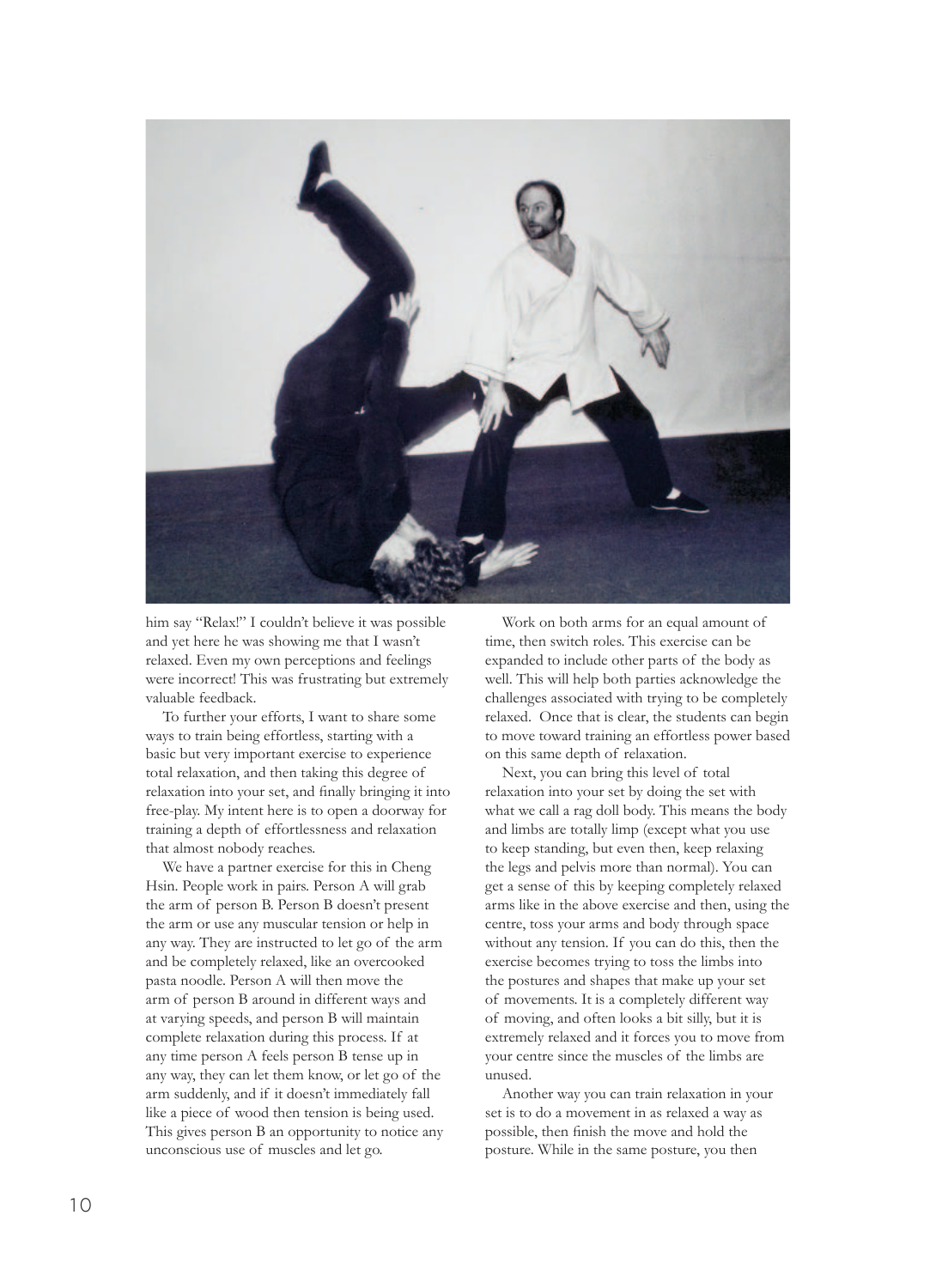him say "Relax!" I couldn't believe it was possible and yet here he was showing me that I wasn't relaxed. Even my own perceptions and feelings were incorrect! This was frustrating but extremely valuable feedback.

To further your efforts, I want to share some ways to train being effortless, starting with a basic but very important exercise to experience total relaxation, and then taking this degree of relaxation into your set, and finally bringing it into free-play. My intent here is to open a doorway for training a depth of effortlessness and relaxation that almost nobody reaches.

We have a partner exercise for this in Cheng Hsin. People work in pairs. Person A will grab the arm of person B. Person B doesn't present the arm or use any muscular tension or help in any way. They are instructed to let go of the arm and be completely relaxed, like an overcooked pasta noodle. Person A will then move the arm of person B around in different ways and at varying speeds, and person B will maintain complete relaxation during this process. If at any time person A feels person B tense up in any way, they can let them know, or let go of the arm suddenly, and if it doesn't immediately fall like a piece of wood then tension is being used. This gives person B an opportunity to notice any unconscious use of muscles and let go.

Work on both arms for an equal amount of time, then switch roles. This exercise can be expanded to include other parts of the body as well. This will help both parties acknowledge the challenges associated with trying to be completely relaxed. Once that is clear, the students can begin to move toward training an effortless power based on this same depth of relaxation.

Next, you can bring this level of total relaxation into your set by doing the set with what we call a rag doll body. This means the body and limbs are totally limp (except what you use to keep standing, but even then, keep relaxing the legs and pelvis more than normal). You can get a sense of this by keeping completely relaxed arms like in the above exercise and then, using the centre, toss your arms and body through space without any tension. If you can do this, then the exercise becomes trying to toss the limbs into the postures and shapes that make up your set of movements. It is a completely different way of moving, and often looks a bit silly, but it is extremely relaxed and it forces you to move from your centre since the muscles of the limbs are unused.

Another way you can train relaxation in your set is to do a movement in as relaxed a way as possible, then finish the move and hold the posture. While in the same posture, you then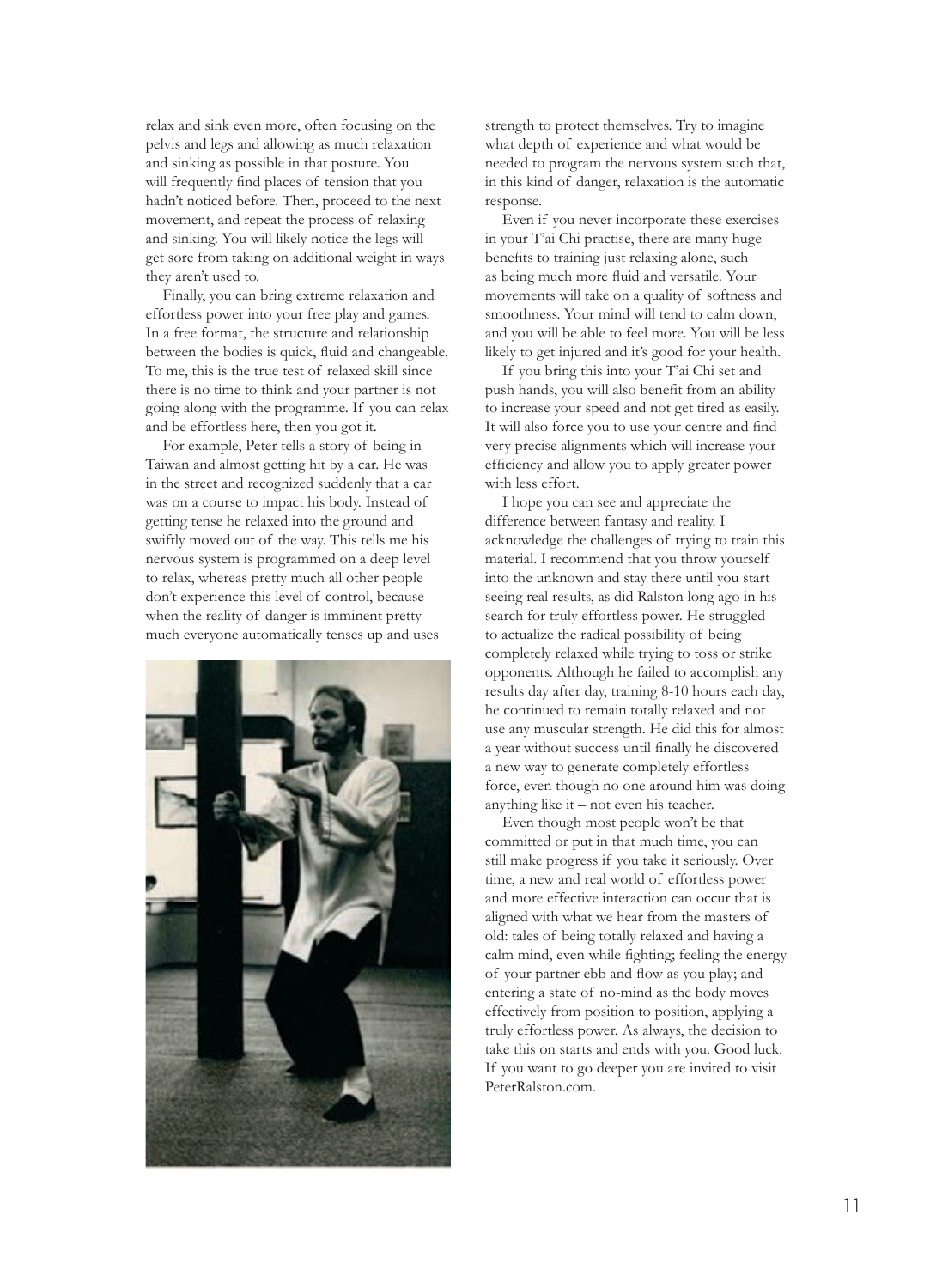relax and sink even more, often focusing on the pelvis and legs and allowing as much relaxation and sinking as possible in that posture. You will frequently find places of tension that you hadn't noticed before. Then, proceed to the next movement, and repeat the process of relaxing and sinking. You will likely notice the legs will get sore from taking on additional weight in ways they aren't used to.

Finally, you can bring extreme relaxation and effortless power into your free play and games. In a free format, the structure and relationship between the bodies is quick, fluid and changeable. To me, this is the true test of relaxed skill since there is no time to think and your partner is not going along with the programme. If you can relax and be effortless here, then you got it.

For example, Peter tells a story of being in Taiwan and almost getting hit by a car. He was in the street and recognized suddenly that a car was on a course to impact his body. Instead of getting tense he relaxed into the ground and swiftly moved out of the way. This tells me his nervous system is programmed on a deep level to relax, whereas pretty much all other people don't experience this level of control, because when the reality of danger is imminent pretty much everyone automatically tenses up and uses strength to protect themselves. Try to imagine what depth of experience and what would be needed to program the nervous system such that, in this kind of danger, relaxation is the automatic response.

Even if you never incorporate these exercises in your T'ai Chi practise, there are many huge benefits to training just relaxing alone, such as being much more fluid and versatile. Your movements will take on a quality of softness and smoothness. Your mind will tend to calm down, and you will be able to feel more. You will be less likely to get injured and it's good for your health.

If you bring this into your T'ai Chi set and push hands, you will also benefit from an ability to increase your speed and not get tired as easily. It will also force you to use your centre and find very precise alignments which will increase your efficiency and allow you to apply greater power with less effort.

I hope you can see and appreciate the difference between fantasy and reality. I acknowledge the challenges of trying to train this material. I recommend that you throw yourself into the unknown and stay there until you start seeing real results, as did Ralston long ago in his search for truly effortless power. He struggled to actualize the radical possibility of being completely relaxed while trying to toss or strike opponents. Although he failed to accomplish any results day after day, training 8-10 hours each day, he continued to remain totally relaxed and not use any muscular strength. He did this for almost a year without success until finally he discovered a new way to generate completely effortless force, even though no one around him was doing anything like it – not even his teacher.

Even though most people won't be that committed or put in that much time, you can still make progress if you take it seriously. Over time, a new and real world of effortless power and more effective interaction can occur that is aligned with what we hear from the masters of old: tales of being totally relaxed and having a calm mind, even while fighting; feeling the energy of your partner ebb and flow as you play; and entering a state of no-mind as the body moves effectively from position to position, applying a truly effortless power. As always, the decision to take this on starts and ends with you. Good luck. If you want to go deeper you are invited to visit PeterRalston.com.